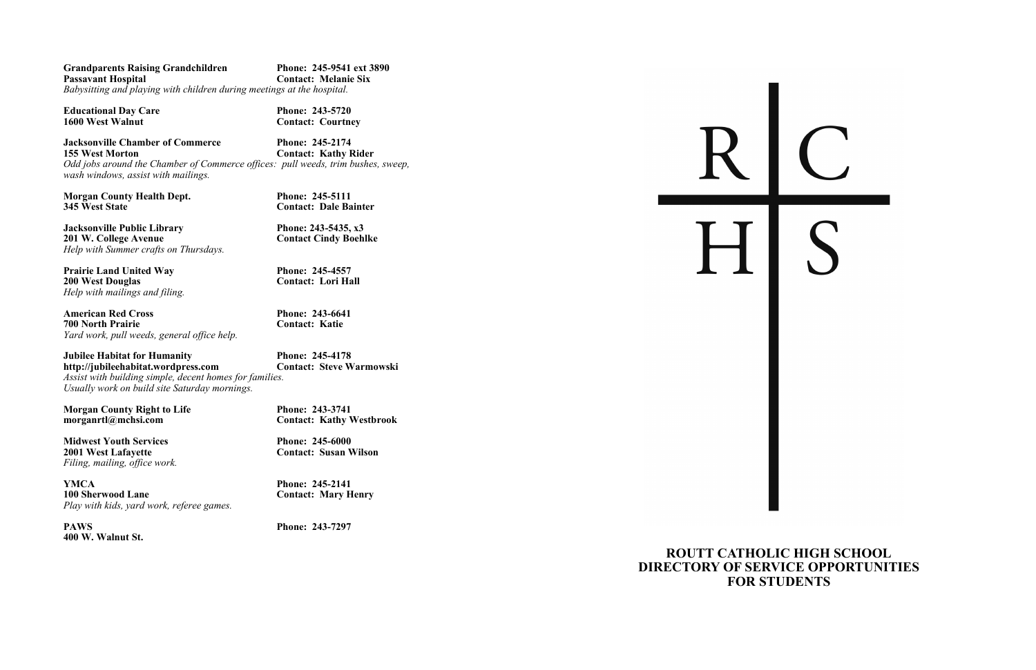**Grandparents Raising Grandchildren** **Phone: 245-9541 ext 3890**
**Passavant Hospital** **Contact: Melanie Six**
*Babysitting and playing with children during meetings at the hospital.*

**Educational Day Care** **Phone: 243-5720**
**1600 West Walnut** **Contact: Courtney**

**Jacksonville Chamber of Commerce** **Phone: 245-2174**
**155 West Morton** **Contact: Kathy Rider**
*Odd jobs around the Chamber of Commerce offices: pull weeds, trim bushes, sweep, wash windows, assist with mailings.*

**Morgan County Health Dept.** **Phone: 245-5111**
**345 West State** **Contact: Dale Bainter**

**Jacksonville Public Library** **Phone: 243-5435, x3**
**201 W. College Avenue** **Contact Cindy Boehlke**
*Help with Summer crafts on Thursdays.*

**Prairie Land United Way** **Phone: 245-4557**
**200 West Douglas** **Contact: Lori Hall**
*Help with mailings and filing.*

**American Red Cross** **Phone: 243-6641**
**700 North Prairie** **Contact: Katie**
*Yard work, pull weeds, general office help.*

**Jubilee Habitat for Humanity** **Phone: 245-4178**
**http://jubileehabitat.wordpress.com** **Contact: Steve Warmowski**
*Assist with building simple, decent homes for families.*
*Usually work on build site Saturday mornings.*

**Morgan County Right to Life** **Phone: 243-3741**
**morganrtl@mchsi.com** **Contact: Kathy Westbrook**

**Midwest Youth Services** **Phone: 245-6000**
**2001 West Lafayette** **Contact: Susan Wilson**
*Filing, mailing, office work.*

**YMCA** **Phone: 245-2141**
**100 Sherwood Lane** **Contact: Mary Henry**
*Play with kids, yard work, referee games.*

**PAWS** **Phone: 243-7297**
**400 W. Walnut St.**

R C
H S

**ROUTT CATHOLIC HIGH SCHOOL**
**DIRECTORY OF SERVICE OPPORTUNITIES**
**FOR STUDENTS**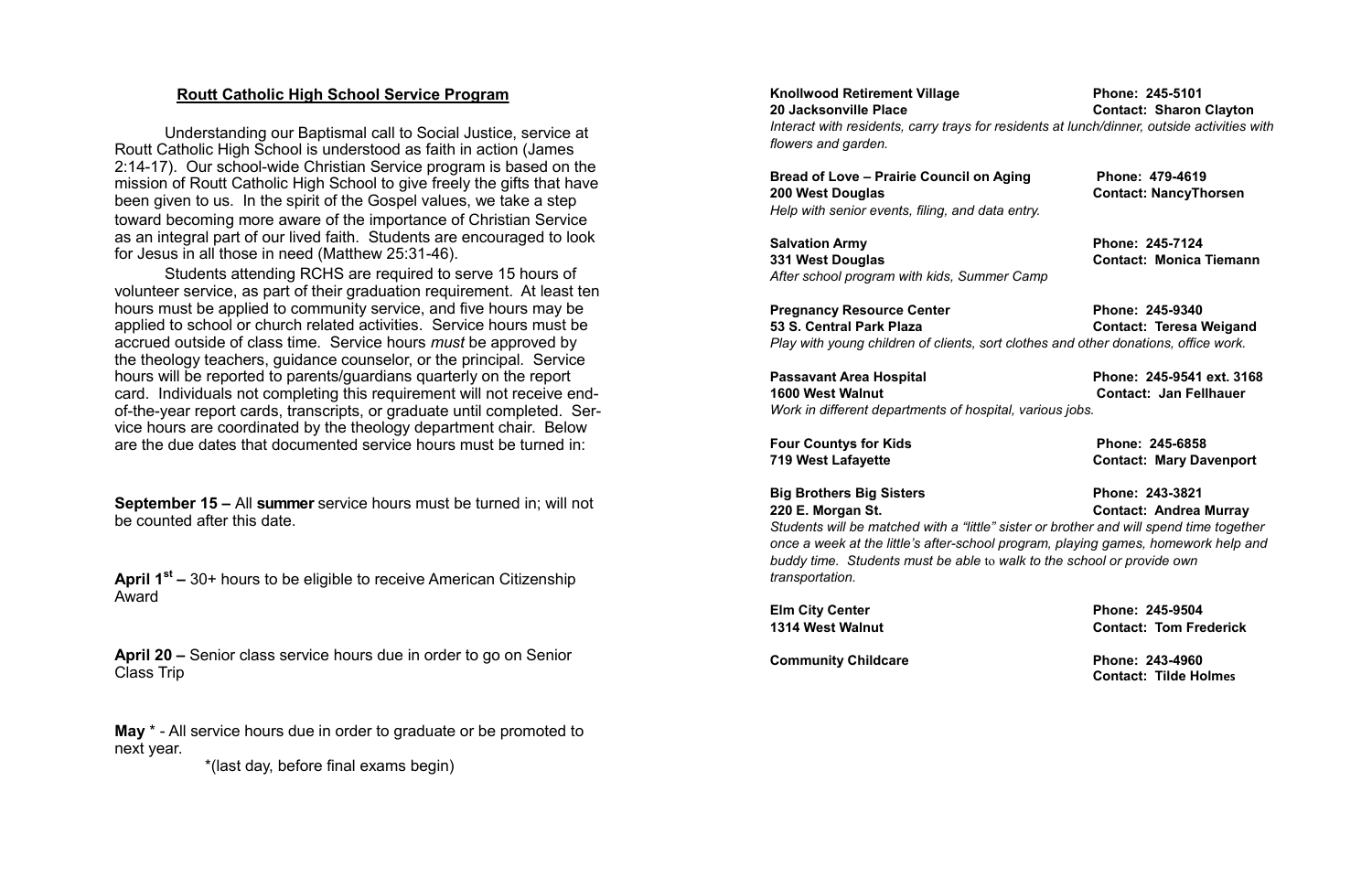## Routt Catholic High School Service Program

Understanding our Baptismal call to Social Justice, service at Routt Catholic High School is understood as faith in action (James 2:14-17). Our school-wide Christian Service program is based on the mission of Routt Catholic High School to give freely the gifts that have been given to us. In the spirit of the Gospel values, we take a step toward becoming more aware of the importance of Christian Service as an integral part of our lived faith. Students are encouraged to look for Jesus in all those in need (Matthew 25:31-46).

Students attending RCHS are required to serve 15 hours of volunteer service, as part of their graduation requirement. At least ten hours must be applied to community service, and five hours may be applied to school or church related activities. Service hours must be accrued outside of class time. Service hours *must* be approved by the theology teachers, guidance counselor, or the principal. Service hours will be reported to parents/guardians quarterly on the report card. Individuals not completing this requirement will not receive end-of-the-year report cards, transcripts, or graduate until completed. Service hours are coordinated by the theology department chair. Below are the due dates that documented service hours must be turned in:

**September 15 –** All **summer** service hours must be turned in; will not be counted after this date.

**April 1st –** 30+ hours to be eligible to receive American Citizenship Award

**April 20 –** Senior class service hours due in order to go on Senior Class Trip

**May** * - All service hours due in order to graduate or be promoted to next year.

*(last day, before final exams begin)

**Knollwood Retirement Village** — **Phone: 245-5101**
**20 Jacksonville Place** — **Contact: Sharon Clayton**
*Interact with residents, carry trays for residents at lunch/dinner, outside activities with flowers and garden.*

**Bread of Love – Prairie Council on Aging** — **Phone: 479-4619**
**200 West Douglas** — **Contact: NancyThorsen**
*Help with senior events, filing, and data entry.*

**Salvation Army** — **Phone: 245-7124**
**331 West Douglas** — **Contact: Monica Tiemann**
*After school program with kids, Summer Camp*

**Pregnancy Resource Center** — **Phone: 245-9340**
**53 S. Central Park Plaza** — **Contact: Teresa Weigand**
*Play with young children of clients, sort clothes and other donations, office work.*

**Passavant Area Hospital** — **Phone: 245-9541 ext. 3168**
**1600 West Walnut** — **Contact: Jan Fellhauer**
*Work in different departments of hospital, various jobs.*

**Four Countys for Kids** — **Phone: 245-6858**
**719 West Lafayette** — **Contact: Mary Davenport**

**Big Brothers Big Sisters** — **Phone: 243-3821**
**220 E. Morgan St.** — **Contact: Andrea Murray**
*Students will be matched with a "little" sister or brother and will spend time together once a week at the little's after-school program, playing games, homework help and buddy time. Students must be able to walk to the school or provide own transportation.*

**Elm City Center** — **Phone: 245-9504**
**1314 West Walnut** — **Contact: Tom Frederick**

**Community Childcare** — **Phone: 243-4960**
**Contact: Tilde Holmes**